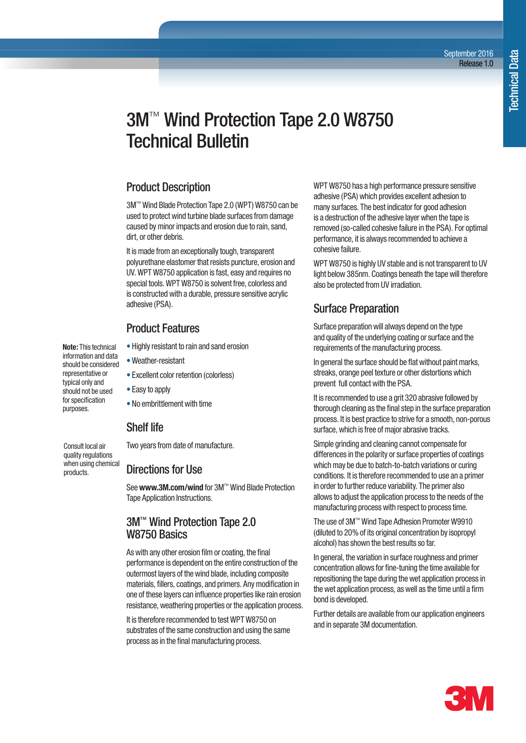September 2016
Release 1.0

Technical Data

# 3M™ Wind Protection Tape 2.0 W8750 Technical Bulletin

## Product Description

3M™ Wind Blade Protection Tape 2.0 (WPT) W8750 can be used to protect wind turbine blade surfaces from damage caused by minor impacts and erosion due to rain, sand, dirt, or other debris.

It is made from an exceptionally tough, transparent polyurethane elastomer that resists puncture, erosion and UV. WPT W8750 application is fast, easy and requires no special tools. WPT W8750 is solvent free, colorless and is constructed with a durable, pressure sensitive acrylic adhesive (PSA).

## Product Features

**Note:** This technical information and data should be considered representative or typical only and should not be used for specification purposes.

- Highly resistant to rain and sand erosion
- Weather-resistant
- Excellent color retention (colorless)
- Easy to apply
- No embrittlement with time

## Shelf life

Consult local air quality regulations when using chemical products.

Two years from date of manufacture.

## Directions for Use

See **www.3M.com/wind** for 3M™ Wind Blade Protection Tape Application Instructions.

## 3M™ Wind Protection Tape 2.0 W8750 Basics

As with any other erosion film or coating, the final performance is dependent on the entire construction of the outermost layers of the wind blade, including composite materials, fillers, coatings, and primers. Any modification in one of these layers can influence properties like rain erosion resistance, weathering properties or the application process.

It is therefore recommended to test WPT W8750 on substrates of the same construction and using the same process as in the final manufacturing process.

WPT W8750 has a high performance pressure sensitive adhesive (PSA) which provides excellent adhesion to many surfaces. The best indicator for good adhesion is a destruction of the adhesive layer when the tape is removed (so-called cohesive failure in the PSA). For optimal performance, it is always recommended to achieve a cohesive failure.

WPT W8750 is highly UV stable and is not transparent to UV light below 385nm. Coatings beneath the tape will therefore also be protected from UV irradiation.

## Surface Preparation

Surface preparation will always depend on the type and quality of the underlying coating or surface and the requirements of the manufacturing process.

In general the surface should be flat without paint marks, streaks, orange peel texture or other distortions which prevent full contact with the PSA.

It is recommended to use a grit 320 abrasive followed by thorough cleaning as the final step in the surface preparation process. It is best practice to strive for a smooth, non-porous surface, which is free of major abrasive tracks.

Simple grinding and cleaning cannot compensate for differences in the polarity or surface properties of coatings which may be due to batch-to-batch variations or curing conditions. It is therefore recommended to use an a primer in order to further reduce variability. The primer also allows to adjust the application process to the needs of the manufacturing process with respect to process time.

The use of 3M™ Wind Tape Adhesion Promoter W9910 (diluted to 20% of its original concentration by isopropyl alcohol) has shown the best results so far.

In general, the variation in surface roughness and primer concentration allows for fine-tuning the time available for repositioning the tape during the wet application process in the wet application process, as well as the time until a firm bond is developed.

Further details are available from our application engineers and in separate 3M documentation.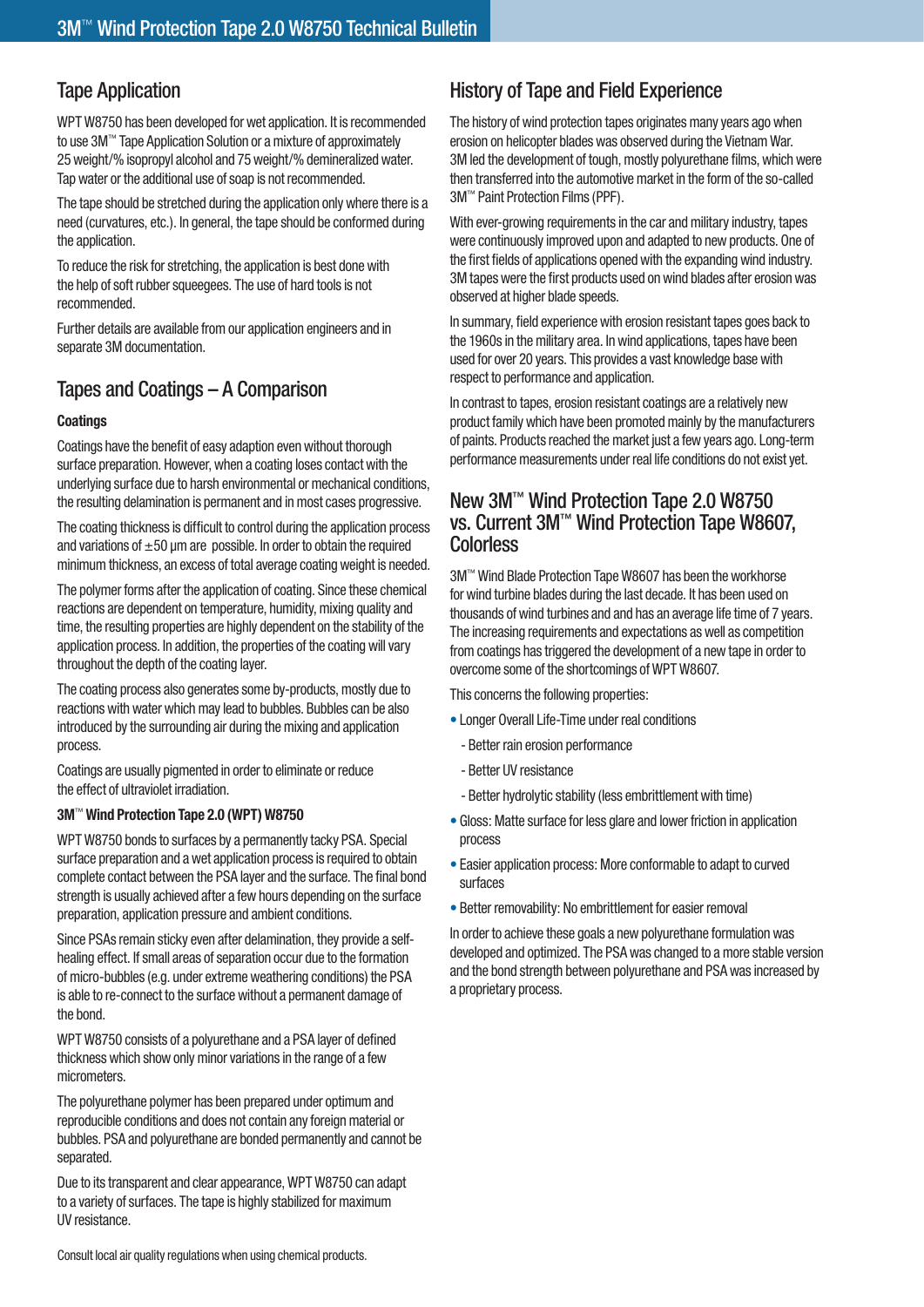## Tape Application

WPT W8750 has been developed for wet application. It is recommended to use 3M™ Tape Application Solution or a mixture of approximately 25 weight/% isopropyl alcohol and 75 weight/% demineralized water. Tap water or the additional use of soap is not recommended.

The tape should be stretched during the application only where there is a need (curvatures, etc.). In general, the tape should be conformed during the application.

To reduce the risk for stretching, the application is best done with the help of soft rubber squeegees. The use of hard tools is not recommended.

Further details are available from our application engineers and in separate 3M documentation.

## Tapes and Coatings – A Comparison

### Coatings

Coatings have the benefit of easy adaption even without thorough surface preparation. However, when a coating loses contact with the underlying surface due to harsh environmental or mechanical conditions, the resulting delamination is permanent and in most cases progressive.

The coating thickness is difficult to control during the application process and variations of ±50 µm are possible. In order to obtain the required minimum thickness, an excess of total average coating weight is needed.

The polymer forms after the application of coating. Since these chemical reactions are dependent on temperature, humidity, mixing quality and time, the resulting properties are highly dependent on the stability of the application process. In addition, the properties of the coating will vary throughout the depth of the coating layer.

The coating process also generates some by-products, mostly due to reactions with water which may lead to bubbles. Bubbles can be also introduced by the surrounding air during the mixing and application process.

Coatings are usually pigmented in order to eliminate or reduce the effect of ultraviolet irradiation.

### 3M™ Wind Protection Tape 2.0 (WPT) W8750

WPT W8750 bonds to surfaces by a permanently tacky PSA. Special surface preparation and a wet application process is required to obtain complete contact between the PSA layer and the surface. The final bond strength is usually achieved after a few hours depending on the surface preparation, application pressure and ambient conditions.

Since PSAs remain sticky even after delamination, they provide a self-healing effect. If small areas of separation occur due to the formation of micro-bubbles (e.g. under extreme weathering conditions) the PSA is able to re-connect to the surface without a permanent damage of the bond.

WPT W8750 consists of a polyurethane and a PSA layer of defined thickness which show only minor variations in the range of a few micrometers.

The polyurethane polymer has been prepared under optimum and reproducible conditions and does not contain any foreign material or bubbles. PSA and polyurethane are bonded permanently and cannot be separated.

Due to its transparent and clear appearance, WPT W8750 can adapt to a variety of surfaces. The tape is highly stabilized for maximum UV resistance.

## History of Tape and Field Experience

The history of wind protection tapes originates many years ago when erosion on helicopter blades was observed during the Vietnam War. 3M led the development of tough, mostly polyurethane films, which were then transferred into the automotive market in the form of the so-called 3M™ Paint Protection Films (PPF).

With ever-growing requirements in the car and military industry, tapes were continuously improved upon and adapted to new products. One of the first fields of applications opened with the expanding wind industry. 3M tapes were the first products used on wind blades after erosion was observed at higher blade speeds.

In summary, field experience with erosion resistant tapes goes back to the 1960s in the military area. In wind applications, tapes have been used for over 20 years. This provides a vast knowledge base with respect to performance and application.

In contrast to tapes, erosion resistant coatings are a relatively new product family which have been promoted mainly by the manufacturers of paints. Products reached the market just a few years ago. Long-term performance measurements under real life conditions do not exist yet.

## New 3M™ Wind Protection Tape 2.0 W8750 vs. Current 3M™ Wind Protection Tape W8607, Colorless

3M™ Wind Blade Protection Tape W8607 has been the workhorse for wind turbine blades during the last decade. It has been used on thousands of wind turbines and has an average life time of 7 years. The increasing requirements and expectations as well as competition from coatings has triggered the development of a new tape in order to overcome some of the shortcomings of WPT W8607.

This concerns the following properties:

- Longer Overall Life-Time under real conditions
  - Better rain erosion performance
  - Better UV resistance
  - Better hydrolytic stability (less embrittlement with time)
- Gloss: Matte surface for less glare and lower friction in application process
- Easier application process: More conformable to adapt to curved surfaces
- Better removability: No embrittlement for easier removal

In order to achieve these goals a new polyurethane formulation was developed and optimized. The PSA was changed to a more stable version and the bond strength between polyurethane and PSA was increased by a proprietary process.

Consult local air quality regulations when using chemical products.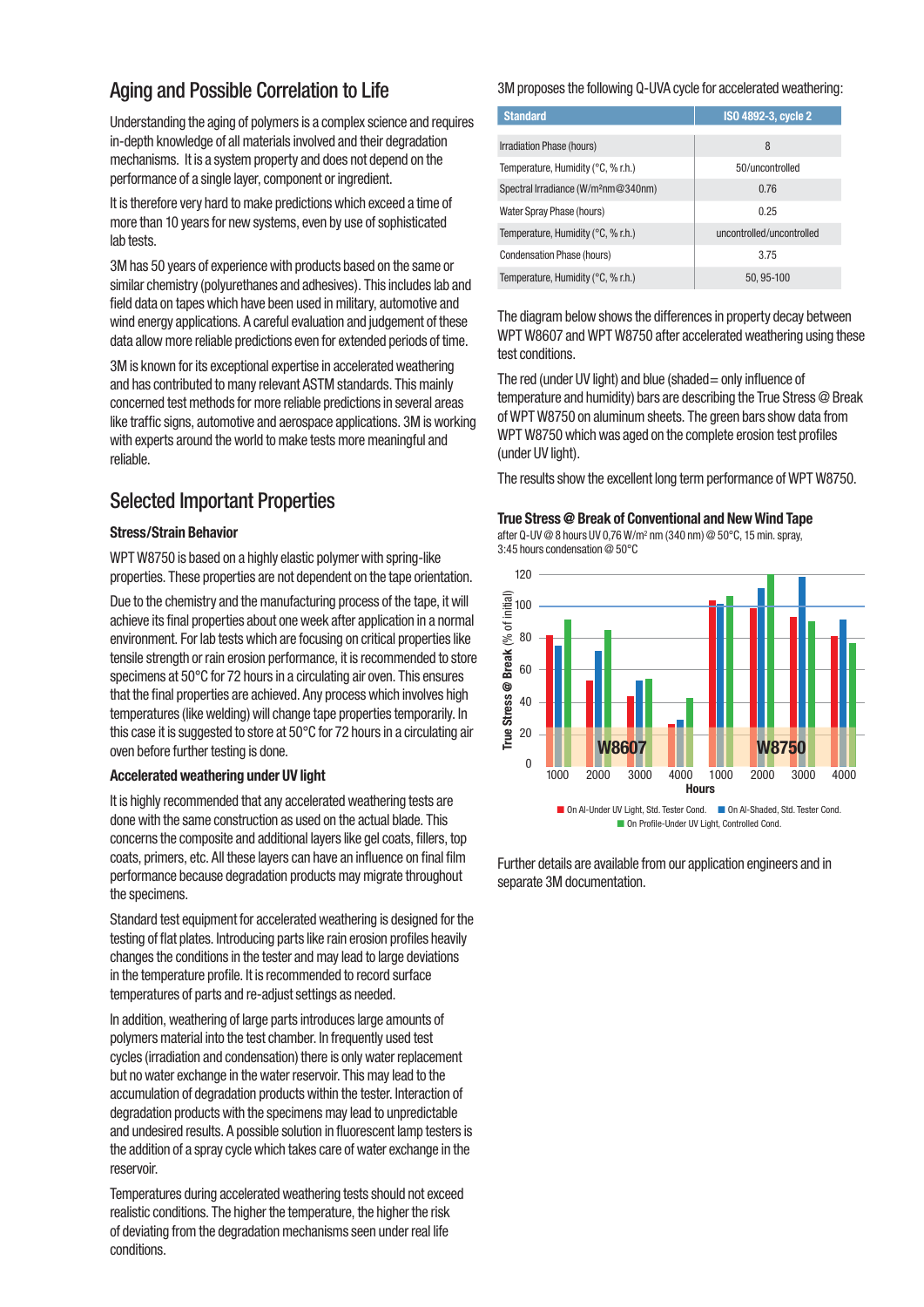## Aging and Possible Correlation to Life

Understanding the aging of polymers is a complex science and requires in-depth knowledge of all materials involved and their degradation mechanisms. It is a system property and does not depend on the performance of a single layer, component or ingredient.

It is therefore very hard to make predictions which exceed a time of more than 10 years for new systems, even by use of sophisticated lab tests.

3M has 50 years of experience with products based on the same or similar chemistry (polyurethanes and adhesives). This includes lab and field data on tapes which have been used in military, automotive and wind energy applications. A careful evaluation and judgement of these data allow more reliable predictions even for extended periods of time.

3M is known for its exceptional expertise in accelerated weathering and has contributed to many relevant ASTM standards. This mainly concerned test methods for more reliable predictions in several areas like traffic signs, automotive and aerospace applications. 3M is working with experts around the world to make tests more meaningful and reliable.

## Selected Important Properties

### Stress/Strain Behavior

WPT W8750 is based on a highly elastic polymer with spring-like properties. These properties are not dependent on the tape orientation.

Due to the chemistry and the manufacturing process of the tape, it will achieve its final properties about one week after application in a normal environment. For lab tests which are focusing on critical properties like tensile strength or rain erosion performance, it is recommended to store specimens at 50°C for 72 hours in a circulating air oven. This ensures that the final properties are achieved. Any process which involves high temperatures (like welding) will change tape properties temporarily. In this case it is suggested to store at 50°C for 72 hours in a circulating air oven before further testing is done.

### Accelerated weathering under UV light

It is highly recommended that any accelerated weathering tests are done with the same construction as used on the actual blade. This concerns the composite and additional layers like gel coats, fillers, top coats, primers, etc. All these layers can have an influence on final film performance because degradation products may migrate throughout the specimens.

Standard test equipment for accelerated weathering is designed for the testing of flat plates. Introducing parts like rain erosion profiles heavily changes the conditions in the tester and may lead to large deviations in the temperature profile. It is recommended to record surface temperatures of parts and re-adjust settings as needed.

In addition, weathering of large parts introduces large amounts of polymers material into the test chamber. In frequently used test cycles (irradiation and condensation) there is only water replacement but no water exchange in the water reservoir. This may lead to the accumulation of degradation products within the tester. Interaction of degradation products with the specimens may lead to unpredictable and undesired results. A possible solution in fluorescent lamp testers is the addition of a spray cycle which takes care of water exchange in the reservoir.

Temperatures during accelerated weathering tests should not exceed realistic conditions. The higher the temperature, the higher the risk of deviating from the degradation mechanisms seen under real life conditions.

3M proposes the following Q-UVA cycle for accelerated weathering:

| Standard | ISO 4892-3, cycle 2 |
|---|---|
| Irradiation Phase (hours) | 8 |
| Temperature, Humidity (°C, % r.h.) | 50/uncontrolled |
| Spectral Irradiance (W/m²nm@340nm) | 0.76 |
| Water Spray Phase (hours) | 0.25 |
| Temperature, Humidity (°C, % r.h.) | uncontrolled/uncontrolled |
| Condensation Phase (hours) | 3.75 |
| Temperature, Humidity (°C, % r.h.) | 50, 95-100 |

The diagram below shows the differences in property decay between WPT W8607 and WPT W8750 after accelerated weathering using these test conditions.

The red (under UV light) and blue (shaded = only influence of temperature and humidity) bars are describing the True Stress @ Break of WPT W8750 on aluminum sheets. The green bars show data from WPT W8750 which was aged on the complete erosion test profiles (under UV light).

The results show the excellent long term performance of WPT W8750.

**True Stress @ Break of Conventional and New Wind Tape**
after Q-UV @ 8 hours UV 0,76 W/m² nm (340 nm) @ 50°C, 15 min. spray, 3:45 hours condensation @ 50°C

Further details are available from our application engineers and in separate 3M documentation.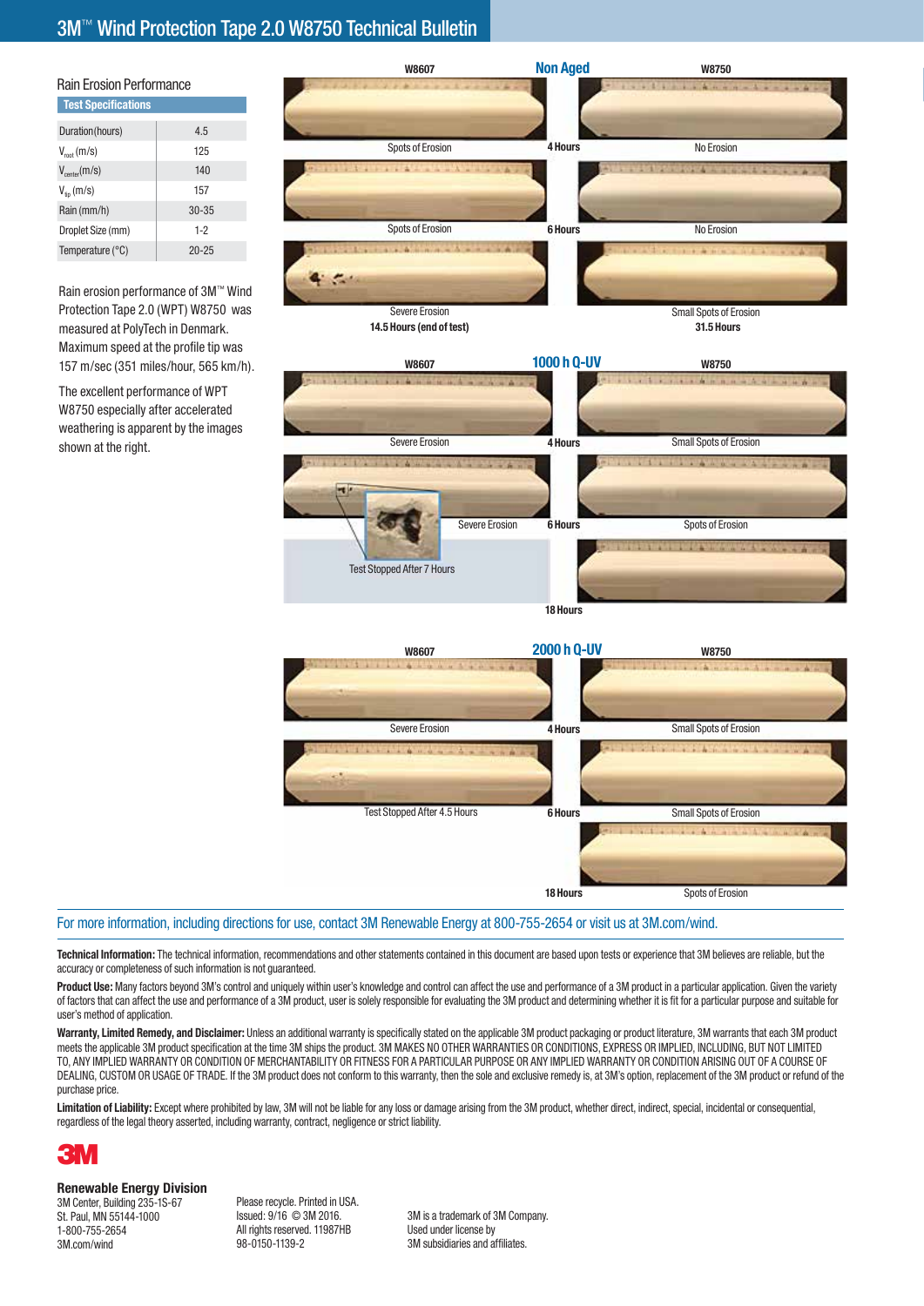# 3M™ Wind Protection Tape 2.0 W8750 Technical Bulletin

## Rain Erosion Performance

| Test Specifications | |
|---|---|
| Duration (hours) | 4.5 |
| $V_{root}$ (m/s) | 125 |
| $V_{center}$ (m/s) | 140 |
| $V_{tip}$ (m/s) | 157 |
| Rain (mm/h) | 30-35 |
| Droplet Size (mm) | 1-2 |
| Temperature (°C) | 20-25 |

Rain erosion performance of 3M™ Wind Protection Tape 2.0 (WPT) W8750 was measured at PolyTech in Denmark. Maximum speed at the profile tip was 157 m/sec (351 miles/hour, 565 km/h).

The excellent performance of WPT W8750 especially after accelerated weathering is apparent by the images shown at the right.

**Non Aged**

W8607

W8750

Spots of Erosion — **4 Hours** — No Erosion

Spots of Erosion — **6 Hours** — No Erosion

Severe Erosion — Small Spots of Erosion

**14.5 Hours (end of test)** — **31.5 Hours**

**1000 h Q-UV**

W8607

W8750

Severe Erosion — **4 Hours** — Small Spots of Erosion

Severe Erosion — **6 Hours** — Spots of Erosion

Test Stopped After 7 Hours

**18 Hours**

**2000 h Q-UV**

W8607

W8750

Severe Erosion — **4 Hours** — Small Spots of Erosion

Test Stopped After 4.5 Hours — **6 Hours** — Small Spots of Erosion

**18 Hours** — Spots of Erosion

For more information, including directions for use, contact 3M Renewable Energy at 800-755-2654 or visit us at 3M.com/wind.

**Technical Information:** The technical information, recommendations and other statements contained in this document are based upon tests or experience that 3M believes are reliable, but the accuracy or completeness of such information is not guaranteed.

**Product Use:** Many factors beyond 3M's control and uniquely within user's knowledge and control can affect the use and performance of a 3M product in a particular application. Given the variety of factors that can affect the use and performance of a 3M product, user is solely responsible for evaluating the 3M product and determining whether it is fit for a particular purpose and suitable for user's method of application.

**Warranty, Limited Remedy, and Disclaimer:** Unless an additional warranty is specifically stated on the applicable 3M product packaging or product literature, 3M warrants that each 3M product meets the applicable 3M product specification at the time 3M ships the product. 3M MAKES NO OTHER WARRANTIES OR CONDITIONS, EXPRESS OR IMPLIED, INCLUDING, BUT NOT LIMITED TO, ANY IMPLIED WARRANTY OR CONDITION OF MERCHANTABILITY OR FITNESS FOR A PARTICULAR PURPOSE OR ANY IMPLIED WARRANTY OR CONDITION ARISING OUT OF A COURSE OF DEALING, CUSTOM OR USAGE OF TRADE. If the 3M product does not conform to this warranty, then the sole and exclusive remedy is, at 3M's option, replacement of the 3M product or refund of the purchase price.

**Limitation of Liability:** Except where prohibited by law, 3M will not be liable for any loss or damage arising from the 3M product, whether direct, indirect, special, incidental or consequential, regardless of the legal theory asserted, including warranty, contract, negligence or strict liability.

3M

**Renewable Energy Division**
3M Center, Building 235-1S-67
St. Paul, MN 55144-1000
1-800-755-2654
3M.com/wind

Please recycle. Printed in USA.
Issued: 9/16 © 3M 2016.
All rights reserved. 11987HB
98-0150-1139-2

3M is a trademark of 3M Company.
Used under license by
3M subsidiaries and affiliates.